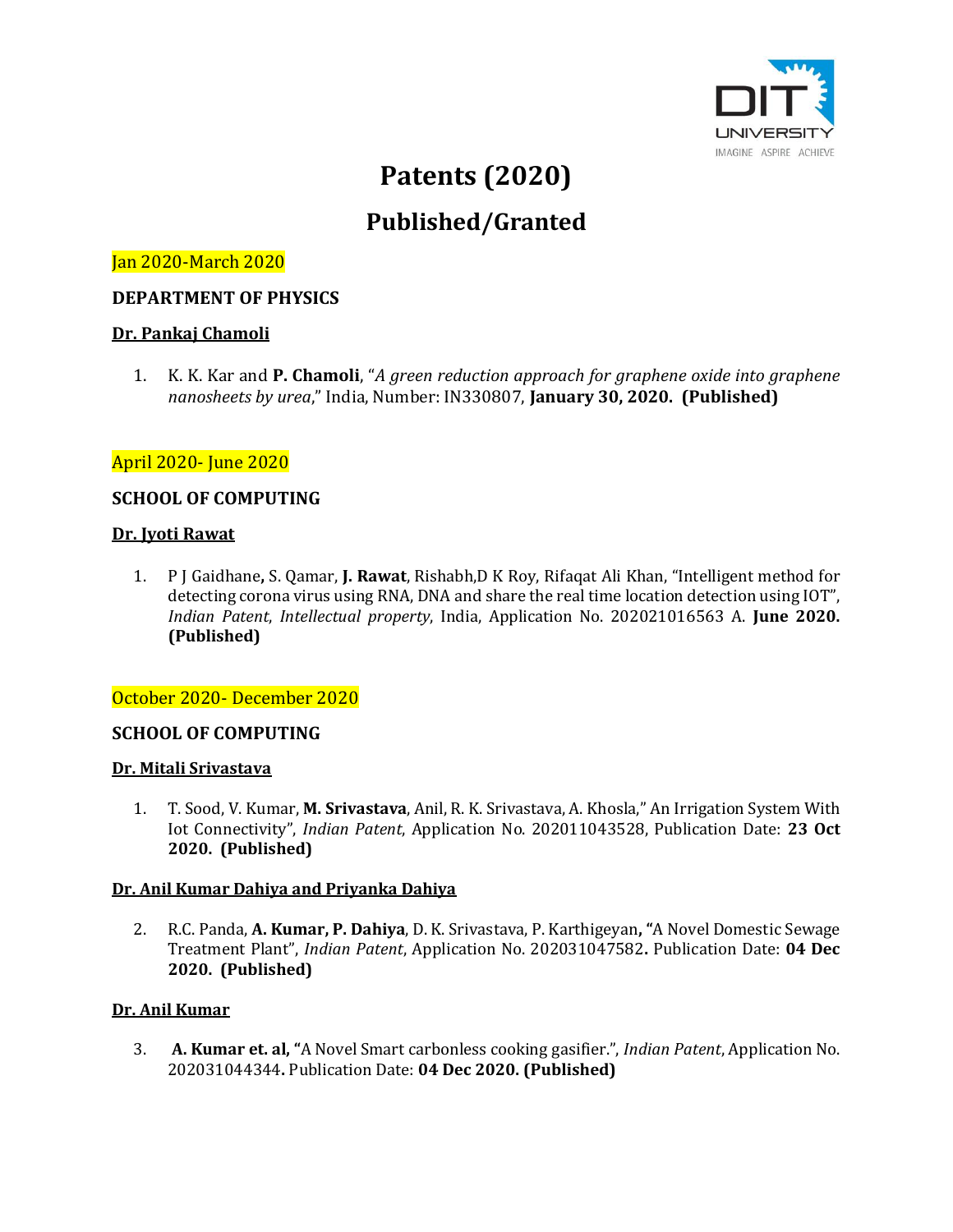# Patents (2020)

## Published/Granted

Jan 2020-March 2020

### DEPARTMENT OF PHYSICS

**Dr. Pankaj Chamoli**

1. K. K. Kar and **P. Chamoli**, "*A green reduction approach for graphene oxide into graphene nanosheets by urea*," India, Number: IN330807, **January 30, 2020. (Published)**

April 2020- June 2020

### SCHOOL OF COMPUTING

**Dr. Jyoti Rawat**

1. P J Gaidhane**,** S. Qamar, **J. Rawat**, Rishabh,D K Roy, Rifaqat Ali Khan, "Intelligent method for detecting corona virus using RNA, DNA and share the real time location detection using IOT", *Indian Patent*, *Intellectual property*, India, Application No. 202021016563 A. **June 2020. (Published)**

October 2020- December 2020

### SCHOOL OF COMPUTING

**Dr. Mitali Srivastava**

1. T. Sood, V. Kumar, **M. Srivastava**, Anil, R. K. Srivastava, A. Khosla," An Irrigation System With Iot Connectivity", *Indian Patent*, Application No. 202011043528, Publication Date: **23 Oct 2020. (Published)**

**Dr. Anil Kumar Dahiya and Priyanka Dahiya**

2. R.C. Panda, **A. Kumar, P. Dahiya**, D. K. Srivastava, P. Karthigeyan**, "**A Novel Domestic Sewage Treatment Plant", *Indian Patent*, Application No. 202031047582**.** Publication Date: **04 Dec 2020. (Published)**

**Dr. Anil Kumar**

3. **A. Kumar et. al, "**A Novel Smart carbonless cooking gasifier.", *Indian Patent*, Application No. 202031044344**.** Publication Date: **04 Dec 2020. (Published)**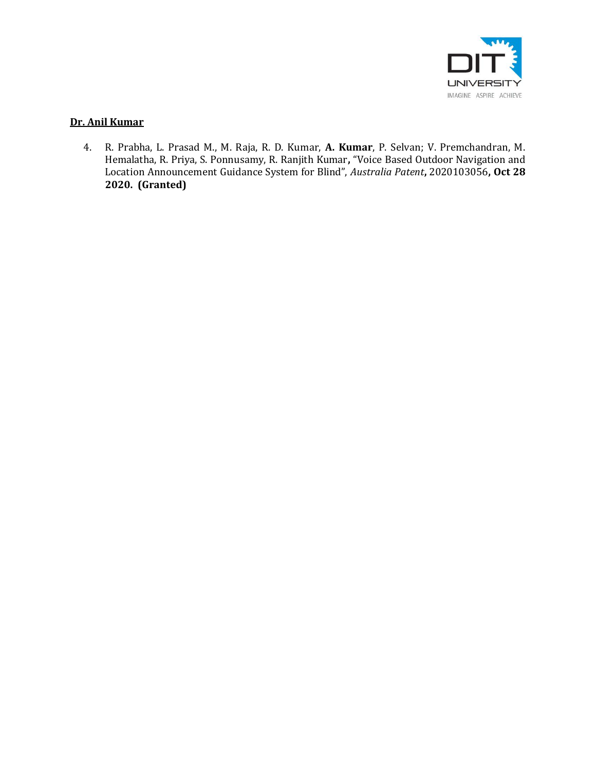**Dr. Anil Kumar**

4. R. Prabha, L. Prasad M., M. Raja, R. D. Kumar, **A. Kumar**, P. Selvan; V. Premchandran, M. Hemalatha, R. Priya, S. Ponnusamy, R. Ranjith Kumar**,** "Voice Based Outdoor Navigation and Location Announcement Guidance System for Blind", *Australia Patent***,** 2020103056**, Oct 28 2020. (Granted)**